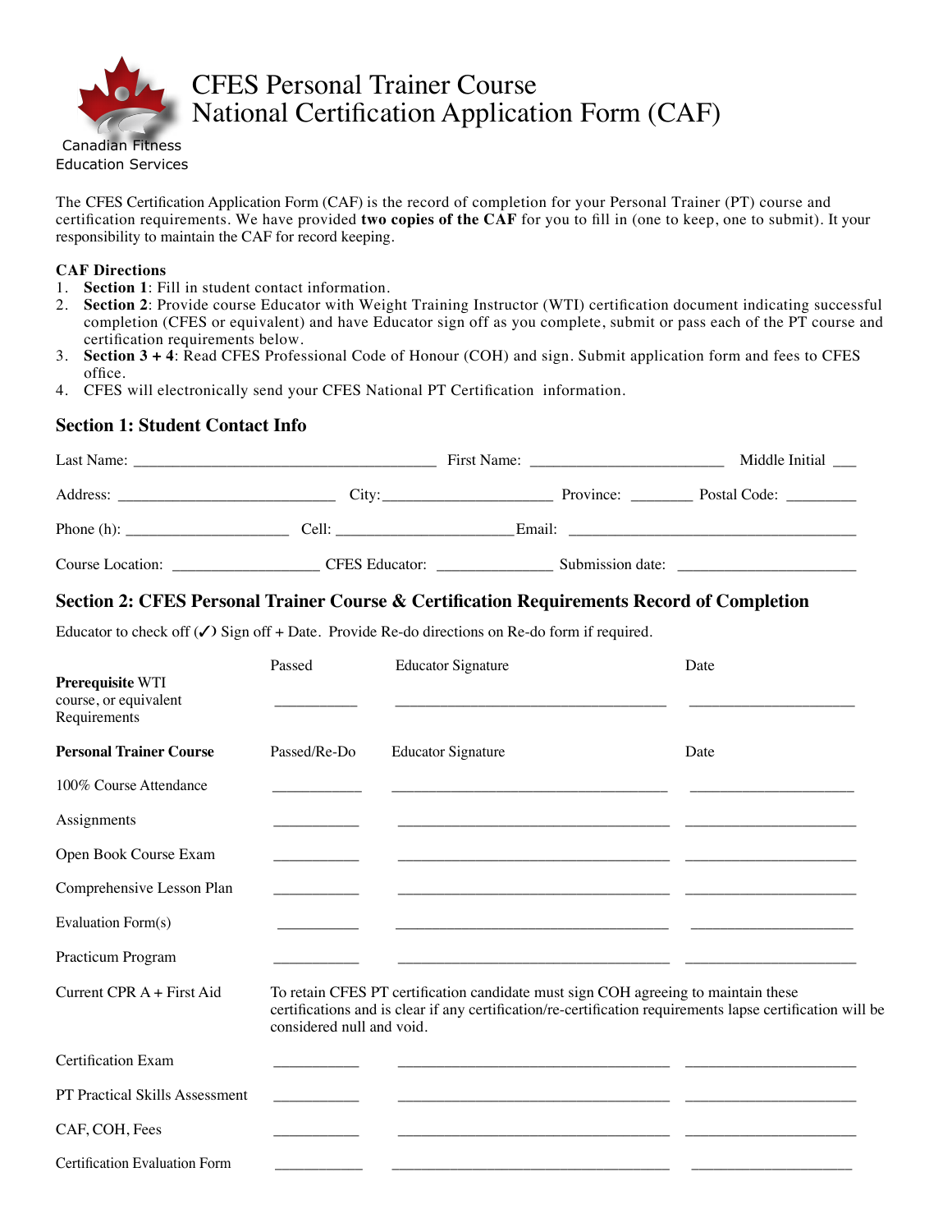Canadian Fitness Education Services

# CFES Personal Trainer Course National Certification Application Form (CAF)

The CFES Certification Application Form (CAF) is the record of completion for your Personal Trainer (PT) course and certification requirements. We have provided **two copies of the CAF** for you to fill in (one to keep, one to submit). It your responsibility to maintain the CAF for record keeping.

**CAF Directions**

1. **Section 1**: Fill in student contact information.
2. **Section 2**: Provide course Educator with Weight Training Instructor (WTI) certification document indicating successful completion (CFES or equivalent) and have Educator sign off as you complete, submit or pass each of the PT course and certification requirements below.
3. **Section 3 + 4**: Read CFES Professional Code of Honour (COH) and sign. Submit application form and fees to CFES office.
4. CFES will electronically send your CFES National PT Certification information.

## Section 1: Student Contact Info

Last Name: ______________________ First Name: ______________________ Middle Initial ___

Address: ______________________ City: ______________________ Province: ________ Postal Code: _________

Phone (h): ______________________ Cell: ______________________ Email: ______________________

Course Location: ______________________ CFES Educator: ______________________ Submission date: ______________________

## Section 2: CFES Personal Trainer Course & Certification Requirements Record of Completion

Educator to check off (✓) Sign off + Date. Provide Re-do directions on Re-do form if required.

| | Passed | Educator Signature | Date |
|---|---|---|---|
| **Prerequisite** WTI course, or equivalent Requirements | ___________ | ___________________________________ | ______________________ |

| **Personal Trainer Course** | Passed/Re-Do | Educator Signature | Date |
|---|---|---|---|
| 100% Course Attendance | ___________ | ___________________________________ | ______________________ |
| Assignments | ___________ | ___________________________________ | ______________________ |
| Open Book Course Exam | ___________ | ___________________________________ | ______________________ |
| Comprehensive Lesson Plan | ___________ | ___________________________________ | ______________________ |
| Evaluation Form(s) | ___________ | ___________________________________ | ______________________ |
| Practicum Program | ___________ | ___________________________________ | ______________________ |
| Current CPR A + First Aid | To retain CFES PT certification candidate must sign COH agreeing to maintain these certifications and is clear if any certification/re-certification requirements lapse certification will be considered null and void. | | |
| Certification Exam | ___________ | ___________________________________ | ______________________ |
| PT Practical Skills Assessment | ___________ | ___________________________________ | ______________________ |
| CAF, COH, Fees | ___________ | ___________________________________ | ______________________ |
| Certification Evaluation Form | ___________ | ___________________________________ | ______________________ |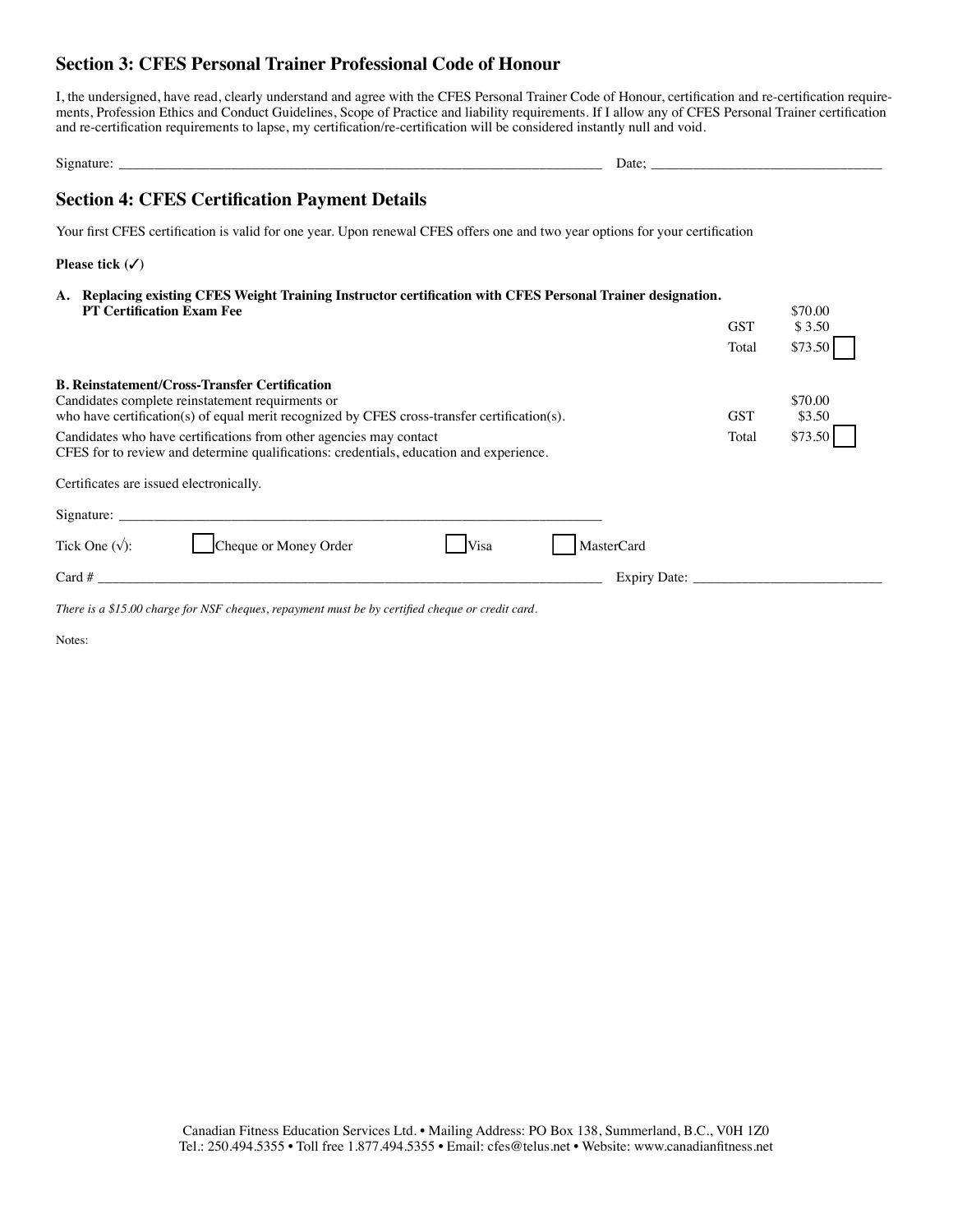## Section 3: CFES Personal Trainer Professional Code of Honour

I, the undersigned, have read, clearly understand and agree with the CFES Personal Trainer Code of Honour, certification and re-certification requirements, Profession Ethics and Conduct Guidelines, Scope of Practice and liability requirements. If I allow any of CFES Personal Trainer certification and re-certification requirements to lapse, my certification/re-certification will be considered instantly null and void.

Signature: ______________________________ Date; ______________________________

## Section 4: CFES Certification Payment Details

Your first CFES certification is valid for one year. Upon renewal CFES offers one and two year options for your certification

**Please tick (✓)**

**A. Replacing existing CFES Weight Training Instructor certification with CFES Personal Trainer designation.**
**PT Certification Exam Fee**

| | |
|---|---|
| | $70.00 |
| GST | $ 3.50 |
| Total | $73.50 ☐ |

**B. Reinstatement/Cross-Transfer Certification**

Candidates complete reinstatement requirments or
who have certification(s) of equal merit recognized by CFES cross-transfer certification(s).

Candidates who have certifications from other agencies may contact
CFES for to review and determine qualifications: credentials, education and experience.

| | |
|---|---|
| | $70.00 |
| GST | $3.50 |
| Total | $73.50 ☐ |

Certificates are issued electronically.

Signature: ______________________________

Tick One (√): ☐ Cheque or Money Order ☐ Visa ☐ MasterCard

Card # ______________________________ Expiry Date: ______________________________

*There is a $15.00 charge for NSF cheques, repayment must be by certified cheque or credit card.*

Notes:

Canadian Fitness Education Services Ltd. • Mailing Address: PO Box 138, Summerland, B.C., V0H 1Z0
Tel.: 250.494.5355 • Toll free 1.877.494.5355 • Email: cfes@telus.net • Website: www.canadianfitness.net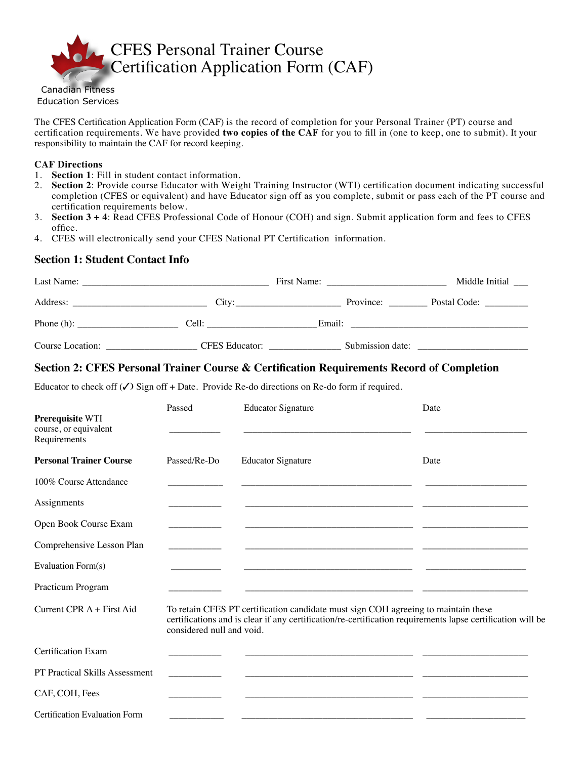# CFES Personal Trainer Course Certification Application Form (CAF)

Canadian Fitness Education Services

The CFES Certification Application Form (CAF) is the record of completion for your Personal Trainer (PT) course and certification requirements. We have provided **two copies of the CAF** for you to fill in (one to keep, one to submit). It your responsibility to maintain the CAF for record keeping.

**CAF Directions**

1. **Section 1**: Fill in student contact information.
2. **Section 2**: Provide course Educator with Weight Training Instructor (WTI) certification document indicating successful completion (CFES or equivalent) and have Educator sign off as you complete, submit or pass each of the PT course and certification requirements below.
3. **Section 3 + 4**: Read CFES Professional Code of Honour (COH) and sign. Submit application form and fees to CFES office.
4. CFES will electronically send your CFES National PT Certification information.

## Section 1: Student Contact Info

Last Name: ______________________ First Name: ______________________ Middle Initial ___

Address: ______________________ City: ______________________ Province: ________ Postal Code: _________

Phone (h): ______________________ Cell: ______________________ Email: ______________________

Course Location: ______________________ CFES Educator: ______________________ Submission date: ______________________

## Section 2: CFES Personal Trainer Course & Certification Requirements Record of Completion

Educator to check off (✓) Sign off + Date. Provide Re-do directions on Re-do form if required.

| | Passed | Educator Signature | Date |
|---|---|---|---|
| **Prerequisite** WTI course, or equivalent Requirements | ________ | ______________________ | ______________ |

| **Personal Trainer Course** | Passed/Re-Do | Educator Signature | Date |
|---|---|---|---|
| 100% Course Attendance | ________ | ______________________ | ______________ |
| Assignments | ________ | ______________________ | ______________ |
| Open Book Course Exam | ________ | ______________________ | ______________ |
| Comprehensive Lesson Plan | ________ | ______________________ | ______________ |
| Evaluation Form(s) | ________ | ______________________ | ______________ |
| Practicum Program | ________ | ______________________ | ______________ |
| Current CPR A + First Aid | To retain CFES PT certification candidate must sign COH agreeing to maintain these certifications and is clear if any certification/re-certification requirements lapse certification will be considered null and void. | | |
| Certification Exam | ________ | ______________________ | ______________ |
| PT Practical Skills Assessment | ________ | ______________________ | ______________ |
| CAF, COH, Fees | ________ | ______________________ | ______________ |
| Certification Evaluation Form | ________ | ______________________ | ______________ |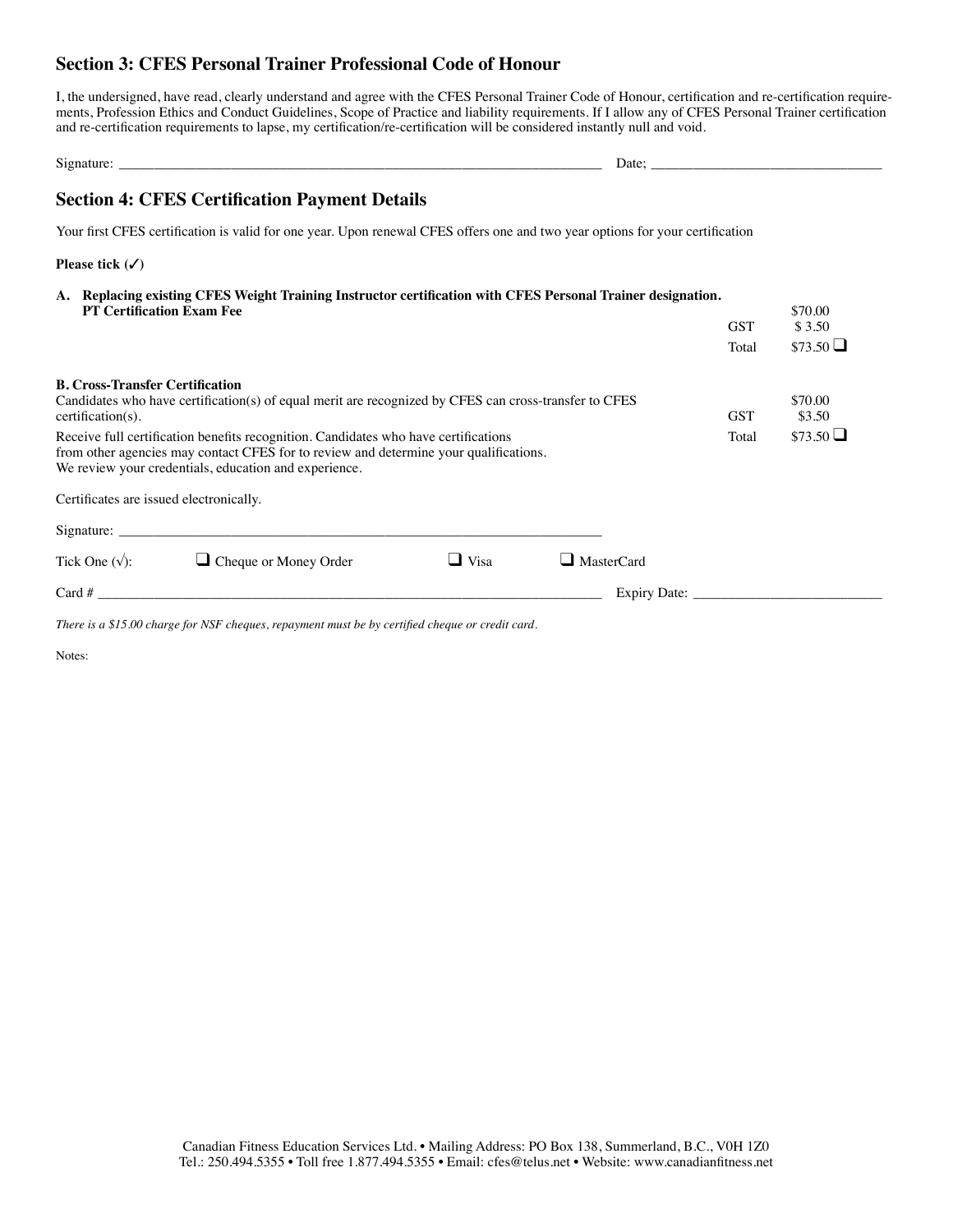## Section 3: CFES Personal Trainer Professional Code of Honour

I, the undersigned, have read, clearly understand and agree with the CFES Personal Trainer Code of Honour, certification and re-certification requirements, Profession Ethics and Conduct Guidelines, Scope of Practice and liability requirements. If I allow any of CFES Personal Trainer certification and re-certification requirements to lapse, my certification/re-certification will be considered instantly null and void.

Signature: ______________________________ Date; ______________________________

## Section 4: CFES Certification Payment Details

Your first CFES certification is valid for one year. Upon renewal CFES offers one and two year options for your certification

**Please tick (✓)**

**A. Replacing existing CFES Weight Training Instructor certification with CFES Personal Trainer designation.**
**PT Certification Exam Fee**

| | | |
|---|---|---|
| | | $70.00 |
| | GST | $ 3.50 |
| | Total | $73.50 ❑ |

**B. Cross-Transfer Certification**

| | | |
|---|---|---|
| Candidates who have certification(s) of equal merit are recognized by CFES can cross-transfer to CFES certification(s). | | $70.00 |
| | GST | $3.50 |
| Receive full certification benefits recognition. Candidates who have certifications from other agencies may contact CFES for to review and determine your qualifications. We review your credentials, education and experience. | Total | $73.50 ❑ |

Certificates are issued electronically.

Signature: ______________________________

Tick One (√): ❑ Cheque or Money Order ❑ Visa ❑ MasterCard

Card # ______________________________ Expiry Date: ______________________________

*There is a $15.00 charge for NSF cheques, repayment must be by certified cheque or credit card.*

Notes:

Canadian Fitness Education Services Ltd. • Mailing Address: PO Box 138, Summerland, B.C., V0H 1Z0
Tel.: 250.494.5355 • Toll free 1.877.494.5355 • Email: cfes@telus.net • Website: www.canadianfitness.net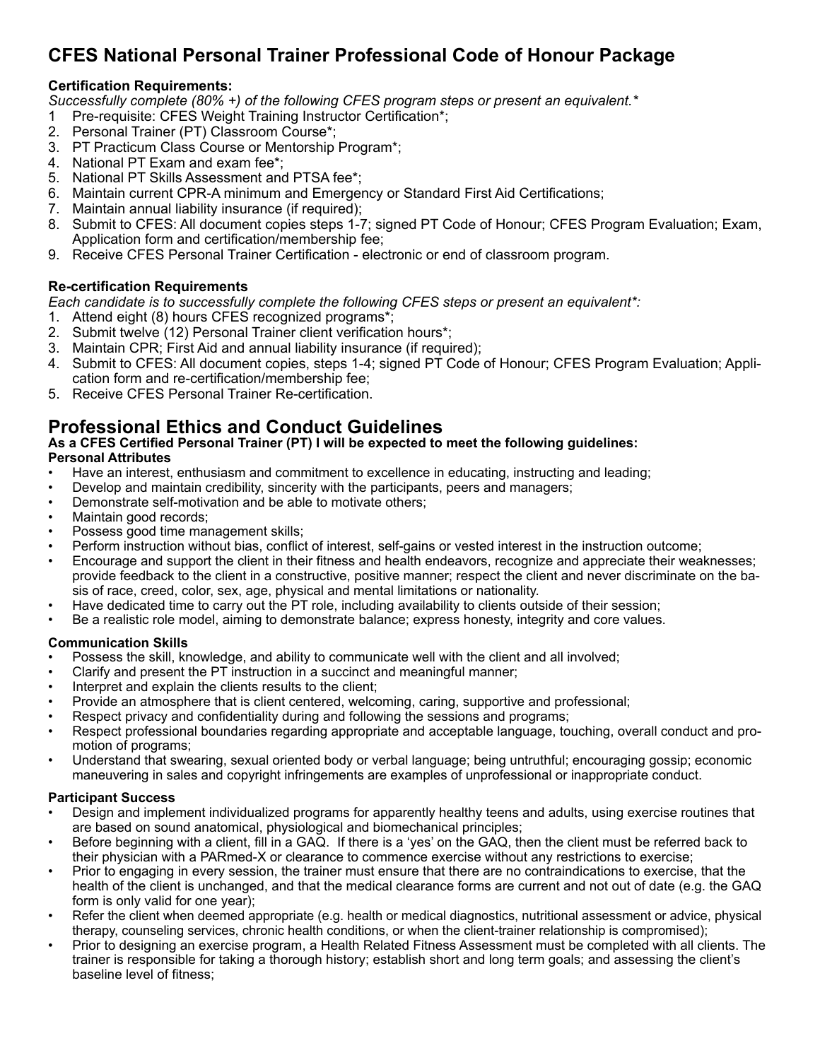# CFES National Personal Trainer Professional Code of Honour Package

**Certification Requirements:**

*Successfully complete (80% +) of the following CFES program steps or present an equivalent.\**

1. Pre-requisite: CFES Weight Training Instructor Certification*;
2. Personal Trainer (PT) Classroom Course*;
3. PT Practicum Class Course or Mentorship Program*;
4. National PT Exam and exam fee*;
5. National PT Skills Assessment and PTSA fee*;
6. Maintain current CPR-A minimum and Emergency or Standard First Aid Certifications;
7. Maintain annual liability insurance (if required);
8. Submit to CFES: All document copies steps 1-7; signed PT Code of Honour; CFES Program Evaluation; Exam, Application form and certification/membership fee;
9. Receive CFES Personal Trainer Certification - electronic or end of classroom program.

**Re-certification Requirements**

*Each candidate is to successfully complete the following CFES steps or present an equivalent\*:*

1. Attend eight (8) hours CFES recognized programs*;
2. Submit twelve (12) Personal Trainer client verification hours*;
3. Maintain CPR; First Aid and annual liability insurance (if required);
4. Submit to CFES: All document copies, steps 1-4; signed PT Code of Honour; CFES Program Evaluation; Application form and re-certification/membership fee;
5. Receive CFES Personal Trainer Re-certification.

## Professional Ethics and Conduct Guidelines

**As a CFES Certified Personal Trainer (PT) I will be expected to meet the following guidelines:**

**Personal Attributes**

- Have an interest, enthusiasm and commitment to excellence in educating, instructing and leading;
- Develop and maintain credibility, sincerity with the participants, peers and managers;
- Demonstrate self-motivation and be able to motivate others;
- Maintain good records;
- Possess good time management skills;
- Perform instruction without bias, conflict of interest, self-gains or vested interest in the instruction outcome;
- Encourage and support the client in their fitness and health endeavors, recognize and appreciate their weaknesses; provide feedback to the client in a constructive, positive manner; respect the client and never discriminate on the basis of race, creed, color, sex, age, physical and mental limitations or nationality.
- Have dedicated time to carry out the PT role, including availability to clients outside of their session;
- Be a realistic role model, aiming to demonstrate balance; express honesty, integrity and core values.

**Communication Skills**

- Possess the skill, knowledge, and ability to communicate well with the client and all involved;
- Clarify and present the PT instruction in a succinct and meaningful manner;
- Interpret and explain the clients results to the client;
- Provide an atmosphere that is client centered, welcoming, caring, supportive and professional;
- Respect privacy and confidentiality during and following the sessions and programs;
- Respect professional boundaries regarding appropriate and acceptable language, touching, overall conduct and promotion of programs;
- Understand that swearing, sexual oriented body or verbal language; being untruthful; encouraging gossip; economic maneuvering in sales and copyright infringements are examples of unprofessional or inappropriate conduct.

**Participant Success**

- Design and implement individualized programs for apparently healthy teens and adults, using exercise routines that are based on sound anatomical, physiological and biomechanical principles;
- Before beginning with a client, fill in a GAQ. If there is a 'yes' on the GAQ, then the client must be referred back to their physician with a PARmed-X or clearance to commence exercise without any restrictions to exercise;
- Prior to engaging in every session, the trainer must ensure that there are no contraindications to exercise, that the health of the client is unchanged, and that the medical clearance forms are current and not out of date (e.g. the GAQ form is only valid for one year);
- Refer the client when deemed appropriate (e.g. health or medical diagnostics, nutritional assessment or advice, physical therapy, counseling services, chronic health conditions, or when the client-trainer relationship is compromised);
- Prior to designing an exercise program, a Health Related Fitness Assessment must be completed with all clients. The trainer is responsible for taking a thorough history; establish short and long term goals; and assessing the client's baseline level of fitness;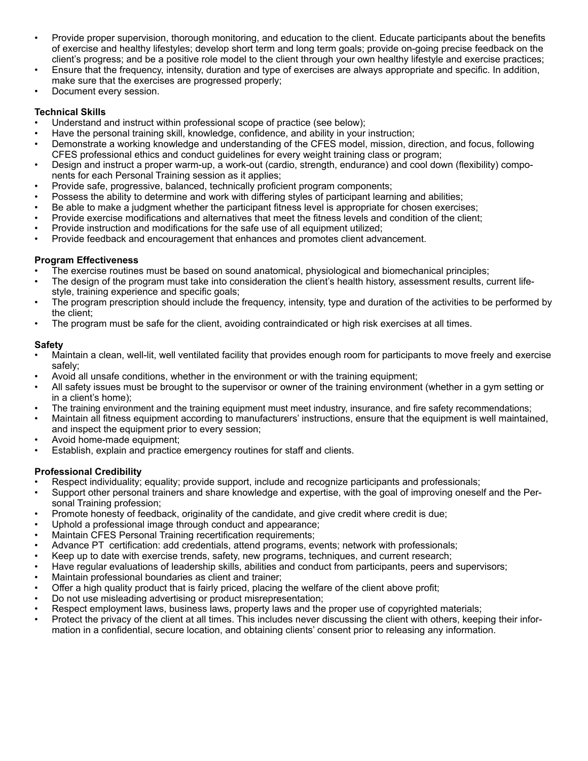- Provide proper supervision, thorough monitoring, and education to the client. Educate participants about the benefits of exercise and healthy lifestyles; develop short term and long term goals; provide on-going precise feedback on the client's progress; and be a positive role model to the client through your own healthy lifestyle and exercise practices;
- Ensure that the frequency, intensity, duration and type of exercises are always appropriate and specific. In addition, make sure that the exercises are progressed properly;
- Document every session.

**Technical Skills**

- Understand and instruct within professional scope of practice (see below);
- Have the personal training skill, knowledge, confidence, and ability in your instruction;
- Demonstrate a working knowledge and understanding of the CFES model, mission, direction, and focus, following CFES professional ethics and conduct guidelines for every weight training class or program;
- Design and instruct a proper warm-up, a work-out (cardio, strength, endurance) and cool down (flexibility) components for each Personal Training session as it applies;
- Provide safe, progressive, balanced, technically proficient program components;
- Possess the ability to determine and work with differing styles of participant learning and abilities;
- Be able to make a judgment whether the participant fitness level is appropriate for chosen exercises;
- Provide exercise modifications and alternatives that meet the fitness levels and condition of the client;
- Provide instruction and modifications for the safe use of all equipment utilized;
- Provide feedback and encouragement that enhances and promotes client advancement.

**Program Effectiveness**

- The exercise routines must be based on sound anatomical, physiological and biomechanical principles;
- The design of the program must take into consideration the client's health history, assessment results, current lifestyle, training experience and specific goals;
- The program prescription should include the frequency, intensity, type and duration of the activities to be performed by the client;
- The program must be safe for the client, avoiding contraindicated or high risk exercises at all times.

**Safety**

- Maintain a clean, well-lit, well ventilated facility that provides enough room for participants to move freely and exercise safely;
- Avoid all unsafe conditions, whether in the environment or with the training equipment;
- All safety issues must be brought to the supervisor or owner of the training environment (whether in a gym setting or in a client's home);
- The training environment and the training equipment must meet industry, insurance, and fire safety recommendations;
- Maintain all fitness equipment according to manufacturers' instructions, ensure that the equipment is well maintained, and inspect the equipment prior to every session;
- Avoid home-made equipment;
- Establish, explain and practice emergency routines for staff and clients.

**Professional Credibility**

- Respect individuality; equality; provide support, include and recognize participants and professionals;
- Support other personal trainers and share knowledge and expertise, with the goal of improving oneself and the Personal Training profession;
- Promote honesty of feedback, originality of the candidate, and give credit where credit is due;
- Uphold a professional image through conduct and appearance;
- Maintain CFES Personal Training recertification requirements;
- Advance PT certification: add credentials, attend programs, events; network with professionals;
- Keep up to date with exercise trends, safety, new programs, techniques, and current research;
- Have regular evaluations of leadership skills, abilities and conduct from participants, peers and supervisors;
- Maintain professional boundaries as client and trainer;
- Offer a high quality product that is fairly priced, placing the welfare of the client above profit;
- Do not use misleading advertising or product misrepresentation;
- Respect employment laws, business laws, property laws and the proper use of copyrighted materials;
- Protect the privacy of the client at all times. This includes never discussing the client with others, keeping their information in a confidential, secure location, and obtaining clients' consent prior to releasing any information.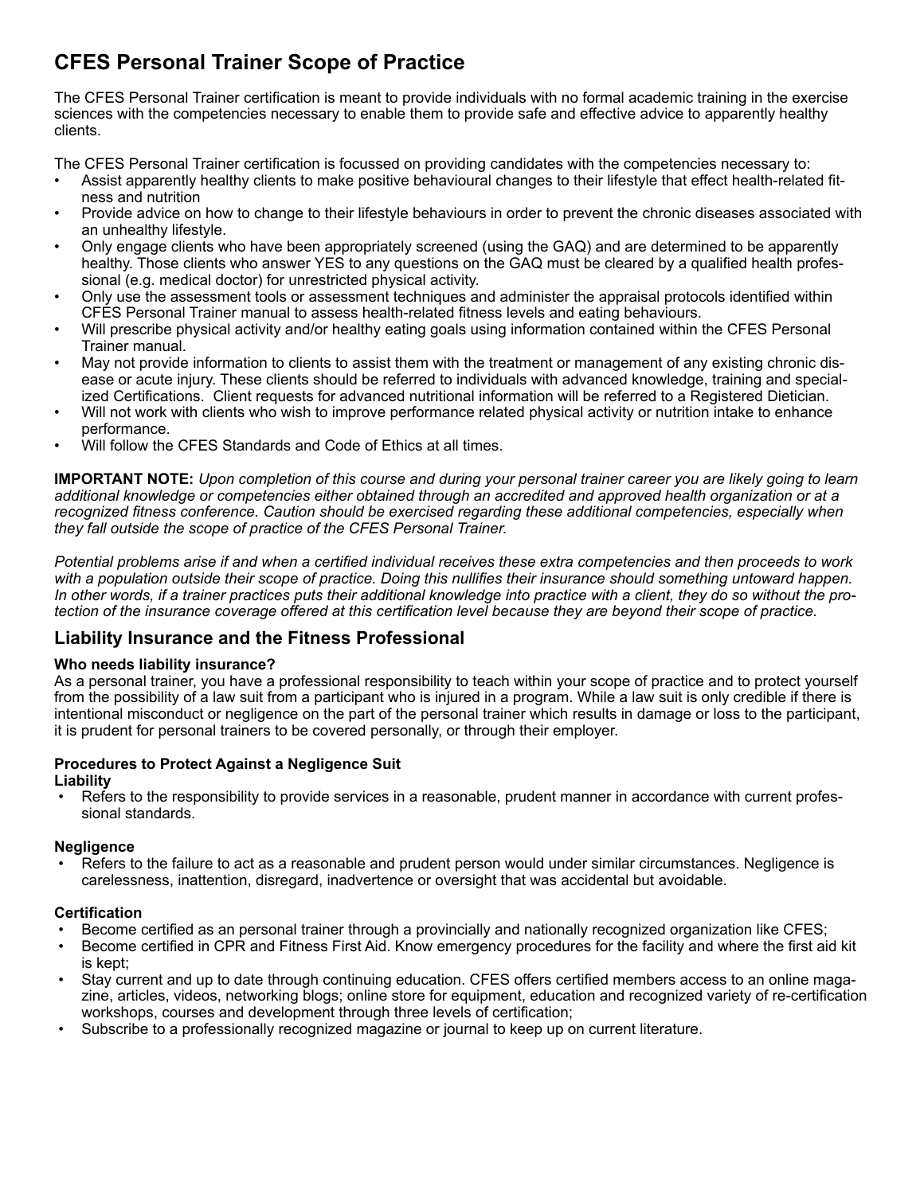# CFES Personal Trainer Scope of Practice

The CFES Personal Trainer certification is meant to provide individuals with no formal academic training in the exercise sciences with the competencies necessary to enable them to provide safe and effective advice to apparently healthy clients.

The CFES Personal Trainer certification is focussed on providing candidates with the competencies necessary to:

- Assist apparently healthy clients to make positive behavioural changes to their lifestyle that effect health-related fitness and nutrition
- Provide advice on how to change to their lifestyle behaviours in order to prevent the chronic diseases associated with an unhealthy lifestyle.
- Only engage clients who have been appropriately screened (using the GAQ) and are determined to be apparently healthy. Those clients who answer YES to any questions on the GAQ must be cleared by a qualified health professional (e.g. medical doctor) for unrestricted physical activity.
- Only use the assessment tools or assessment techniques and administer the appraisal protocols identified within CFES Personal Trainer manual to assess health-related fitness levels and eating behaviours.
- Will prescribe physical activity and/or healthy eating goals using information contained within the CFES Personal Trainer manual.
- May not provide information to clients to assist them with the treatment or management of any existing chronic disease or acute injury. These clients should be referred to individuals with advanced knowledge, training and specialized Certifications. Client requests for advanced nutritional information will be referred to a Registered Dietician.
- Will not work with clients who wish to improve performance related physical activity or nutrition intake to enhance performance.
- Will follow the CFES Standards and Code of Ethics at all times.

**IMPORTANT NOTE:** *Upon completion of this course and during your personal trainer career you are likely going to learn additional knowledge or competencies either obtained through an accredited and approved health organization or at a recognized fitness conference. Caution should be exercised regarding these additional competencies, especially when they fall outside the scope of practice of the CFES Personal Trainer.*

*Potential problems arise if and when a certified individual receives these extra competencies and then proceeds to work with a population outside their scope of practice. Doing this nullifies their insurance should something untoward happen. In other words, if a trainer practices puts their additional knowledge into practice with a client, they do so without the protection of the insurance coverage offered at this certification level because they are beyond their scope of practice.*

## Liability Insurance and the Fitness Professional

**Who needs liability insurance?**
As a personal trainer, you have a professional responsibility to teach within your scope of practice and to protect yourself from the possibility of a law suit from a participant who is injured in a program. While a law suit is only credible if there is intentional misconduct or negligence on the part of the personal trainer which results in damage or loss to the participant, it is prudent for personal trainers to be covered personally, or through their employer.

**Procedures to Protect Against a Negligence Suit**

**Liability**

- Refers to the responsibility to provide services in a reasonable, prudent manner in accordance with current professional standards.

**Negligence**

- Refers to the failure to act as a reasonable and prudent person would under similar circumstances. Negligence is carelessness, inattention, disregard, inadvertence or oversight that was accidental but avoidable.

**Certification**

- Become certified as an personal trainer through a provincially and nationally recognized organization like CFES;
- Become certified in CPR and Fitness First Aid. Know emergency procedures for the facility and where the first aid kit is kept;
- Stay current and up to date through continuing education. CFES offers certified members access to an online magazine, articles, videos, networking blogs; online store for equipment, education and recognized variety of re-certification workshops, courses and development through three levels of certification;
- Subscribe to a professionally recognized magazine or journal to keep up on current literature.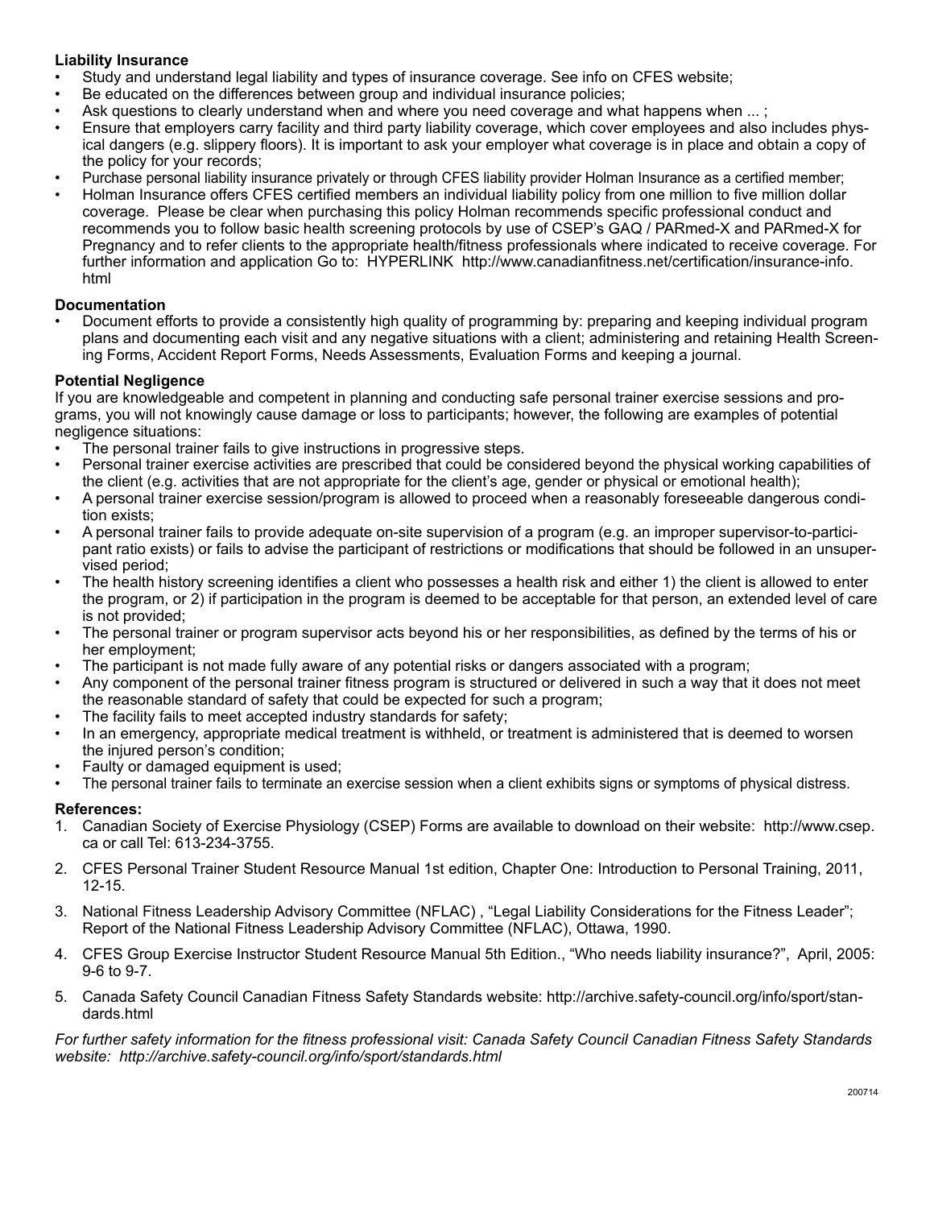**Liability Insurance**

- Study and understand legal liability and types of insurance coverage. See info on CFES website;
- Be educated on the differences between group and individual insurance policies;
- Ask questions to clearly understand when and where you need coverage and what happens when ... ;
- Ensure that employers carry facility and third party liability coverage, which cover employees and also includes physical dangers (e.g. slippery floors). It is important to ask your employer what coverage is in place and obtain a copy of the policy for your records;
- Purchase personal liability insurance privately or through CFES liability provider Holman Insurance as a certified member;
- Holman Insurance offers CFES certified members an individual liability policy from one million to five million dollar coverage. Please be clear when purchasing this policy Holman recommends specific professional conduct and recommends you to follow basic health screening protocols by use of CSEP's GAQ / PARmed-X and PARmed-X for Pregnancy and to refer clients to the appropriate health/fitness professionals where indicated to receive coverage. For further information and application Go to: HYPERLINK http://www.canadianfitness.net/certification/insurance-info.html

**Documentation**

- Document efforts to provide a consistently high quality of programming by: preparing and keeping individual program plans and documenting each visit and any negative situations with a client; administering and retaining Health Screening Forms, Accident Report Forms, Needs Assessments, Evaluation Forms and keeping a journal.

**Potential Negligence**

If you are knowledgeable and competent in planning and conducting safe personal trainer exercise sessions and programs, you will not knowingly cause damage or loss to participants; however, the following are examples of potential negligence situations:

- The personal trainer fails to give instructions in progressive steps.
- Personal trainer exercise activities are prescribed that could be considered beyond the physical working capabilities of the client (e.g. activities that are not appropriate for the client's age, gender or physical or emotional health);
- A personal trainer exercise session/program is allowed to proceed when a reasonably foreseeable dangerous condition exists;
- A personal trainer fails to provide adequate on-site supervision of a program (e.g. an improper supervisor-to-participant ratio exists) or fails to advise the participant of restrictions or modifications that should be followed in an unsupervised period;
- The health history screening identifies a client who possesses a health risk and either 1) the client is allowed to enter the program, or 2) if participation in the program is deemed to be acceptable for that person, an extended level of care is not provided;
- The personal trainer or program supervisor acts beyond his or her responsibilities, as defined by the terms of his or her employment;
- The participant is not made fully aware of any potential risks or dangers associated with a program;
- Any component of the personal trainer fitness program is structured or delivered in such a way that it does not meet the reasonable standard of safety that could be expected for such a program;
- The facility fails to meet accepted industry standards for safety;
- In an emergency, appropriate medical treatment is withheld, or treatment is administered that is deemed to worsen the injured person's condition;
- Faulty or damaged equipment is used;
- The personal trainer fails to terminate an exercise session when a client exhibits signs or symptoms of physical distress.

**References:**

1. Canadian Society of Exercise Physiology (CSEP) Forms are available to download on their website: http://www.csep.ca or call Tel: 613-234-3755.
2. CFES Personal Trainer Student Resource Manual 1st edition, Chapter One: Introduction to Personal Training, 2011, 12-15.
3. National Fitness Leadership Advisory Committee (NFLAC) , "Legal Liability Considerations for the Fitness Leader"; Report of the National Fitness Leadership Advisory Committee (NFLAC), Ottawa, 1990.
4. CFES Group Exercise Instructor Student Resource Manual 5th Edition., "Who needs liability insurance?", April, 2005: 9-6 to 9-7.
5. Canada Safety Council Canadian Fitness Safety Standards website: http://archive.safety-council.org/info/sport/standards.html

*For further safety information for the fitness professional visit: Canada Safety Council Canadian Fitness Safety Standards website: http://archive.safety-council.org/info/sport/standards.html*

200714